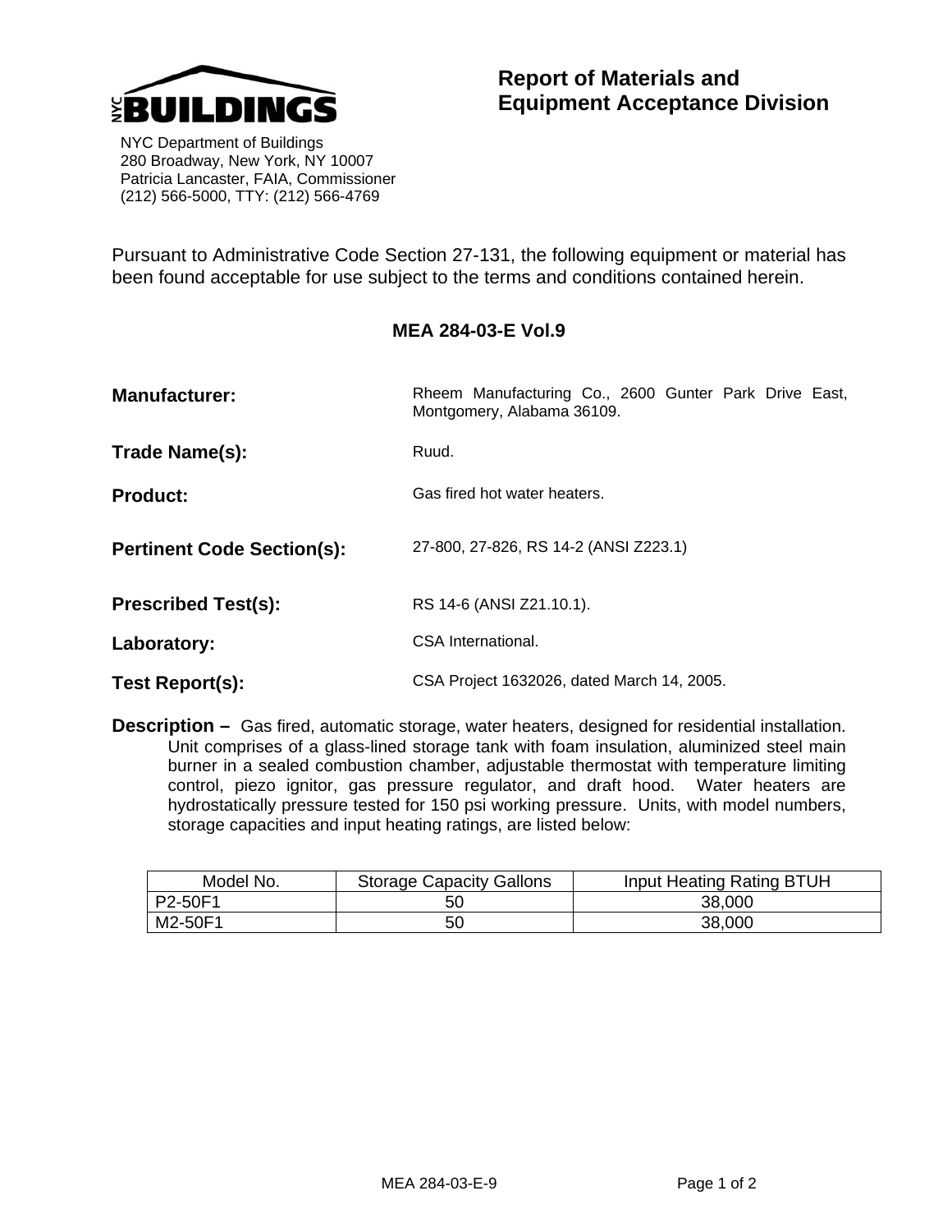NYC BUILDINGS

NYC Department of Buildings
280 Broadway, New York, NY 10007
Patricia Lancaster, FAIA, Commissioner
(212) 566-5000, TTY: (212) 566-4769

# Report of Materials and Equipment Acceptance Division

Pursuant to Administrative Code Section 27-131, the following equipment or material has been found acceptable for use subject to the terms and conditions contained herein.

## MEA 284-03-E Vol.9

**Manufacturer:** Rheem Manufacturing Co., 2600 Gunter Park Drive East, Montgomery, Alabama 36109.

**Trade Name(s):** Ruud.

**Product:** Gas fired hot water heaters.

**Pertinent Code Section(s):** 27-800, 27-826, RS 14-2 (ANSI Z223.1)

**Prescribed Test(s):** RS 14-6 (ANSI Z21.10.1).

**Laboratory:** CSA International.

**Test Report(s):** CSA Project 1632026, dated March 14, 2005.

**Description –** Gas fired, automatic storage, water heaters, designed for residential installation. Unit comprises of a glass-lined storage tank with foam insulation, aluminized steel main burner in a sealed combustion chamber, adjustable thermostat with temperature limiting control, piezo ignitor, gas pressure regulator, and draft hood. Water heaters are hydrostatically pressure tested for 150 psi working pressure. Units, with model numbers, storage capacities and input heating ratings, are listed below:

| Model No. | Storage Capacity Gallons | Input Heating Rating BTUH |
|---|---|---|
| P2-50F1 | 50 | 38,000 |
| M2-50F1 | 50 | 38,000 |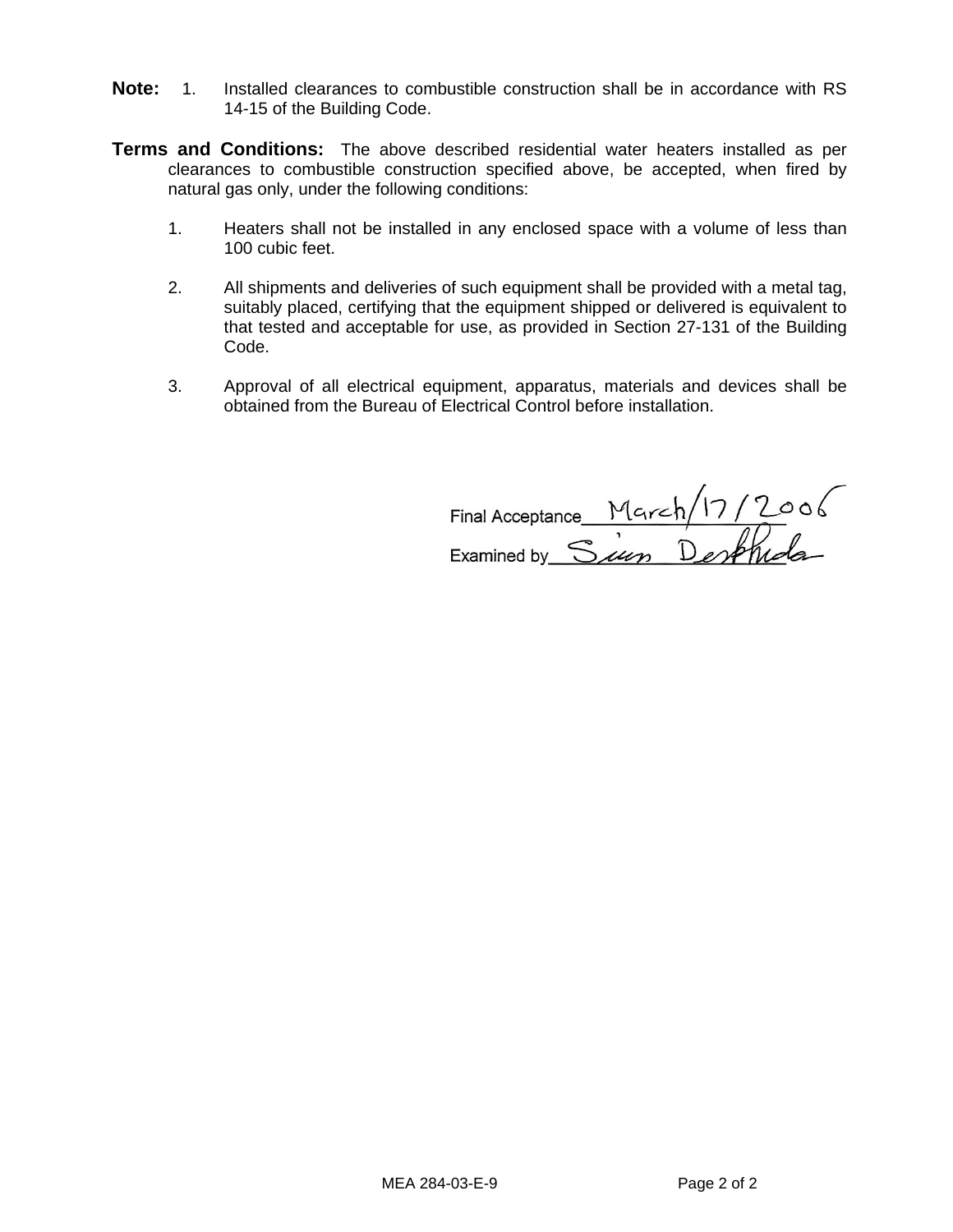**Note:** 1. Installed clearances to combustible construction shall be in accordance with RS 14-15 of the Building Code.

**Terms and Conditions:** The above described residential water heaters installed as per clearances to combustible construction specified above, be accepted, when fired by natural gas only, under the following conditions:

1. Heaters shall not be installed in any enclosed space with a volume of less than 100 cubic feet.

2. All shipments and deliveries of such equipment shall be provided with a metal tag, suitably placed, certifying that the equipment shipped or delivered is equivalent to that tested and acceptable for use, as provided in Section 27-131 of the Building Code.

3. Approval of all electrical equipment, apparatus, materials and devices shall be obtained from the Bureau of Electrical Control before installation.

Final Acceptance March/17/2006

Examined by Sium Deshpande

MEA 284-03-E-9